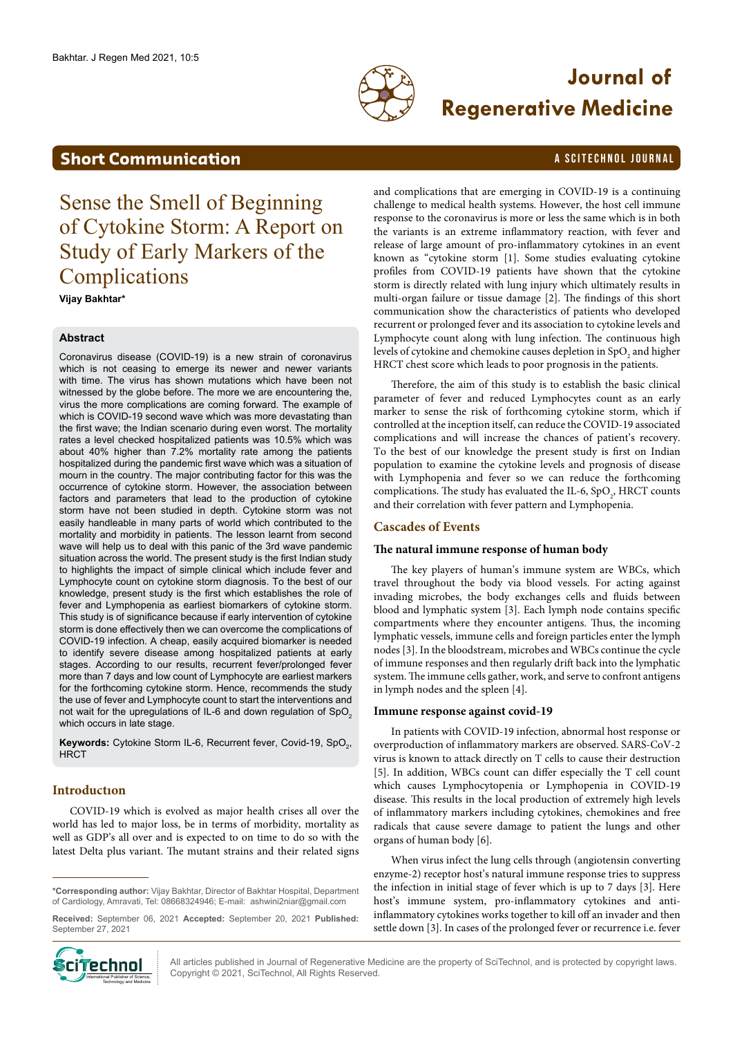**Short Communication**

# Sense the Smell of Beginning of Cytokine Storm: A Report on Study of Early Markers of the Complications

**Vijay Bakhtar***

## Abstract

Coronavirus disease (COVID-19) is a new strain of coronavirus which is not ceasing to emerge its newer and newer variants with time. The virus has shown mutations which have been not witnessed by the globe before. The more we are encountering the, virus the more complications are coming forward. The example of which is COVID-19 second wave which was more devastating than the first wave; the Indian scenario during even worst. The mortality rates a level checked hospitalized patients was 10.5% which was about 40% higher than 7.2% mortality rate among the patients hospitalized during the pandemic first wave which was a situation of mourn in the country. The major contributing factor for this was the occurrence of cytokine storm. However, the association between factors and parameters that lead to the production of cytokine storm have not been studied in depth. Cytokine storm was not easily handleable in many parts of world which contributed to the mortality and morbidity in patients. The lesson learnt from second wave will help us to deal with this panic of the 3rd wave pandemic situation across the world. The present study is the first Indian study to highlights the impact of simple clinical which include fever and Lymphocyte count on cytokine storm diagnosis. To the best of our knowledge, present study is the first which establishes the role of fever and Lymphopenia as earliest biomarkers of cytokine storm. This study is of significance because if early intervention of cytokine storm is done effectively then we can overcome the complications of COVID-19 infection. A cheap, easily acquired biomarker is needed to identify severe disease among hospitalized patients at early stages. According to our results, recurrent fever/prolonged fever more than 7 days and low count of Lymphocyte are earliest markers for the forthcoming cytokine storm. Hence, recommends the study the use of fever and Lymphocyte count to start the interventions and not wait for the upregulations of IL-6 and down regulation of $SpO_2$ which occurs in late stage.

**Keywords:** Cytokine Storm IL-6, Recurrent fever, Covid-19, $SpO_2$, HRCT

## Introduction

COVID-19 which is evolved as major health crises all over the world has led to major loss, be in terms of morbidity, mortality as well as GDP's all over and is expected to on time to do so with the latest Delta plus variant. The mutant strains and their related signs and complications that are emerging in COVID-19 is a continuing challenge to medical health systems. However, the host cell immune response to the coronavirus is more or less the same which is in both the variants is an extreme inflammatory reaction, with fever and release of large amount of pro-inflammatory cytokines in an event known as "cytokine storm [1]. Some studies evaluating cytokine profiles from COVID-19 patients have shown that the cytokine storm is directly related with lung injury which ultimately results in multi-organ failure or tissue damage [2]. The findings of this short communication show the characteristics of patients who developed recurrent or prolonged fever and its association to cytokine levels and Lymphocyte count along with lung infection. The continuous high levels of cytokine and chemokine causes depletion in $SpO_2$ and higher HRCT chest score which leads to poor prognosis in the patients.

Therefore, the aim of this study is to establish the basic clinical parameter of fever and reduced Lymphocytes count as an early marker to sense the risk of forthcoming cytokine storm, which if controlled at the inception itself, can reduce the COVID-19 associated complications and will increase the chances of patient's recovery. To the best of our knowledge the present study is first on Indian population to examine the cytokine levels and prognosis of disease with Lymphopenia and fever so we can reduce the forthcoming complications. The study has evaluated the IL-6, $SpO_2$, HRCT counts and their correlation with fever pattern and Lymphopenia.

## Cascades of Events

### The natural immune response of human body

The key players of human's immune system are WBCs, which travel throughout the body via blood vessels. For acting against invading microbes, the body exchanges cells and fluids between blood and lymphatic system [3]. Each lymph node contains specific compartments where they encounter antigens. Thus, the incoming lymphatic vessels, immune cells and foreign particles enter the lymph nodes [3]. In the bloodstream, microbes and WBCs continue the cycle of immune responses and then regularly drift back into the lymphatic system. The immune cells gather, work, and serve to confront antigens in lymph nodes and the spleen [4].

### Immune response against covid-19

In patients with COVID-19 infection, abnormal host response or overproduction of inflammatory markers are observed. SARS-CoV-2 virus is known to attack directly on T cells to cause their destruction [5]. In addition, WBCs count can differ especially the T cell count which causes Lymphocytopenia or Lymphopenia in COVID-19 disease. This results in the local production of extremely high levels of inflammatory markers including cytokines, chemokines and free radicals that cause severe damage to patient the lungs and other organs of human body [6].

When virus infect the lung cells through (angiotensin converting enzyme-2) receptor host's natural immune response tries to suppress the infection in initial stage of fever which is up to 7 days [3]. Here host's immune system, pro-inflammatory cytokines and anti-inflammatory cytokines works together to kill off an invader and then settle down [3]. In cases of the prolonged fever or recurrence i.e. fever

---

***Corresponding author:** Vijay Bakhtar, Director of Bakhtar Hospital, Department of Cardiology, Amravati, Tel: 08668324946; E-mail: ashwini2niar@gmail.com

**Received:** September 06, 2021 **Accepted:** September 20, 2021 **Published:** September 27, 2021

All articles published in Journal of Regenerative Medicine are the property of SciTechnol, and is protected by copyright laws. Copyright © 2021, SciTechnol, All Rights Reserved.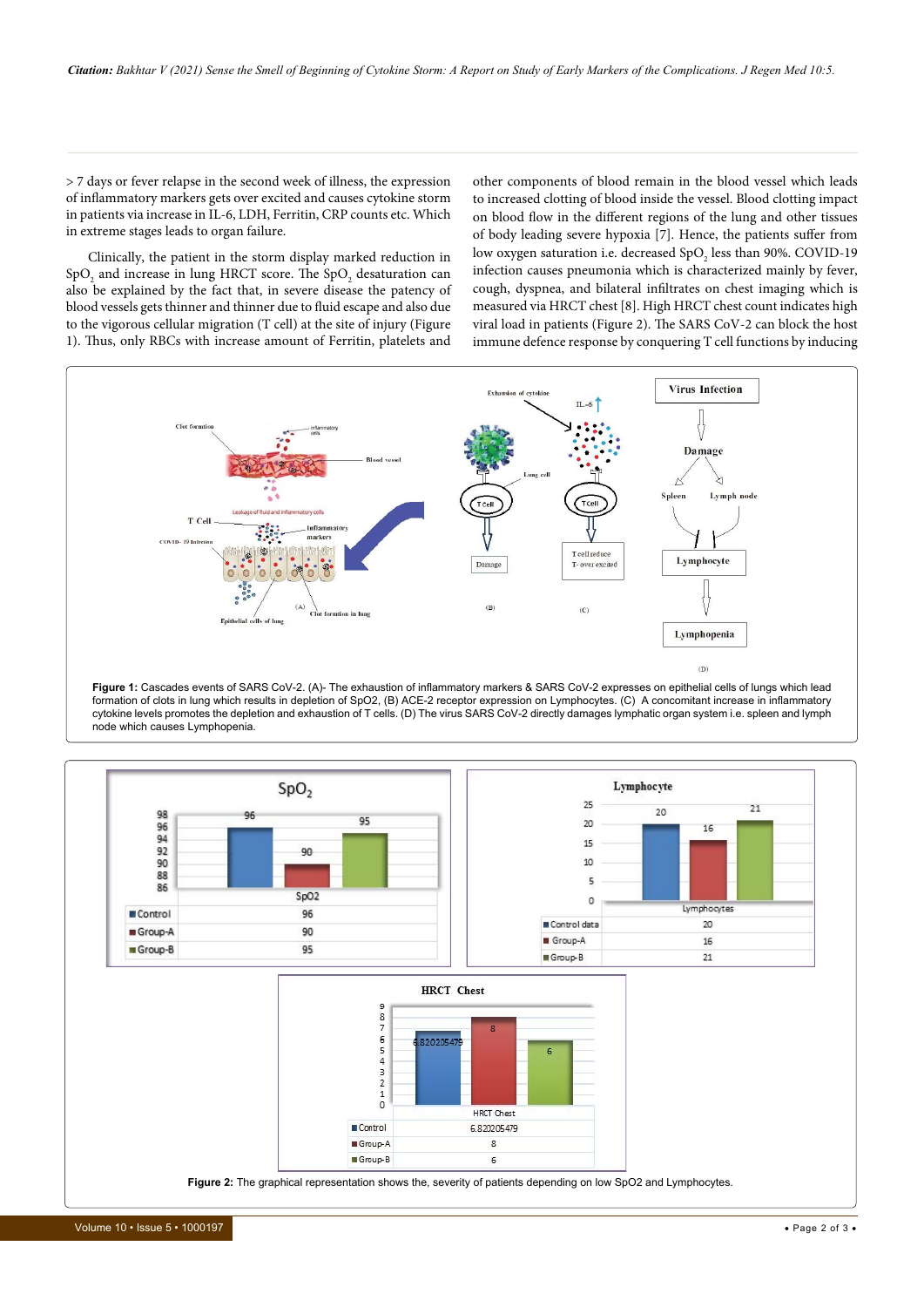> 7 days or fever relapse in the second week of illness, the expression of inflammatory markers gets over excited and causes cytokine storm in patients via increase in IL-6, LDH, Ferritin, CRP counts etc. Which in extreme stages leads to organ failure.

Clinically, the patient in the storm display marked reduction in $SpO_2$ and increase in lung HRCT score. The $SpO_2$ desaturation can also be explained by the fact that, in severe disease the patency of blood vessels gets thinner and thinner due to fluid escape and also due to the vigorous cellular migration (T cell) at the site of injury (Figure 1). Thus, only RBCs with increase amount of Ferritin, platelets and other components of blood remain in the blood vessel which leads to increased clotting of blood inside the vessel. Blood clotting impact on blood flow in the different regions of the lung and other tissues of body leading severe hypoxia [7]. Hence, the patients suffer from low oxygen saturation i.e. decreased $SpO_2$ less than 90%. COVID-19 infection causes pneumonia which is characterized mainly by fever, cough, dyspnea, and bilateral infiltrates on chest imaging which is measured via HRCT chest [8]. High HRCT chest count indicates high viral load in patients (Figure 2). The SARS CoV-2 can block the host immune defence response by conquering T cell functions by inducing

**Figure 1:** Cascades events of SARS CoV-2. (A)- The exhaustion of inflammatory markers & SARS CoV-2 expresses on epithelial cells of lungs which lead formation of clots in lung which results in depletion of SpO2, (B) ACE-2 receptor expression on Lymphocytes. (C) A concomitant increase in inflammatory cytokine levels promotes the depletion and exhaustion of T cells. (D) The virus SARS CoV-2 directly damages lymphatic organ system i.e. spleen and lymph node which causes Lymphopenia.

| | SpO2 |
|---|---|
| Control | 96 |
| Group-A | 90 |
| Group-B | 95 |

| | Lymphocytes |
|---|---|
| Control data | 20 |
| Group-A | 16 |
| Group-B | 21 |

| | HRCT Chest |
|---|---|
| Control | 6.820205479 |
| Group-A | 8 |
| Group-B | 6 |

**Figure 2:** The graphical representation shows the, severity of patients depending on low SpO2 and Lymphocytes.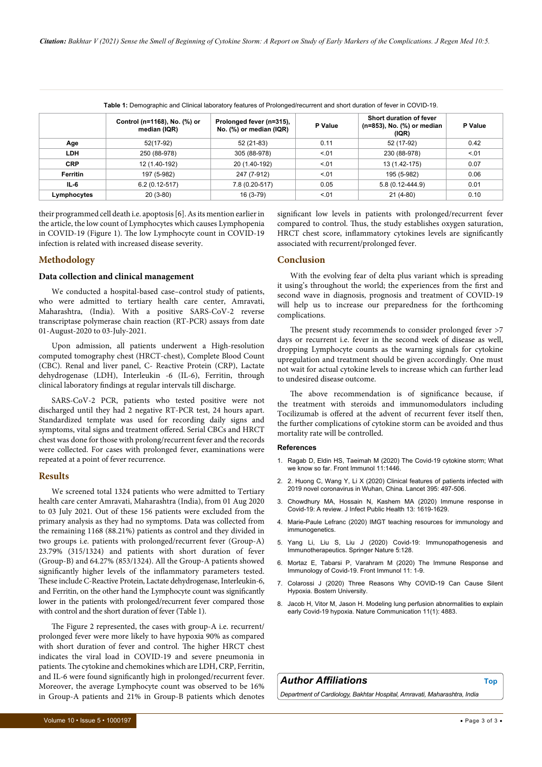**Table 1:** Demographic and Clinical laboratory features of Prolonged/recurrent and short duration of fever in COVID-19.

| | Control (n=1168), No. (%) or median (IQR) | Prolonged fever (n=315), No. (%) or median (IQR) | P Value | Short duration of fever (n=853), No. (%) or median (IQR) | P Value |
|---|---|---|---|---|---|
| Age | 52(17-92) | 52 (21-83) | 0.11 | 52 (17-92) | 0.42 |
| LDH | 250 (88-978) | 305 (88-978) | <.01 | 230 (88-978) | <.01 |
| CRP | 12 (1.40-192) | 20 (1.40-192) | <.01 | 13 (1.42-175) | 0.07 |
| Ferritin | 197 (5-982) | 247 (7-912) | <.01 | 195 (5-982) | 0.06 |
| IL-6 | 6.2 (0.12-517) | 7.8 (0.20-517) | 0.05 | 5.8 (0.12-444.9) | 0.01 |
| Lymphocytes | 20 (3-80) | 16 (3-79) | <.01 | 21 (4-80) | 0.10 |

their programmed cell death i.e. apoptosis [6]. As its mention earlier in the article, the low count of Lymphocytes which causes Lymphopenia in COVID-19 (Figure 1). The low Lymphocyte count in COVID-19 infection is related with increased disease severity.

## Methodology

### Data collection and clinical management

We conducted a hospital-based case–control study of patients, who were admitted to tertiary health care center, Amravati, Maharashtra, (India). With a positive SARS-CoV-2 reverse transcriptase polymerase chain reaction (RT-PCR) assays from date 01-August-2020 to 03-July-2021.

Upon admission, all patients underwent a High-resolution computed tomography chest (HRCT-chest), Complete Blood Count (CBC). Renal and liver panel, C- Reactive Protein (CRP), Lactate dehydrogenase (LDH), Interleukin -6 (IL-6), Ferritin, through clinical laboratory findings at regular intervals till discharge.

SARS-CoV-2 PCR, patients who tested positive were not discharged until they had 2 negative RT-PCR test, 24 hours apart. Standardized template was used for recording daily signs and symptoms, vital signs and treatment offered. Serial CBCs and HRCT chest was done for those with prolong/recurrent fever and the records were collected. For cases with prolonged fever, examinations were repeated at a point of fever recurrence.

## Results

We screened total 1324 patients who were admitted to Tertiary health care center Amravati, Maharashtra (India), from 01 Aug 2020 to 03 July 2021. Out of these 156 patients were excluded from the primary analysis as they had no symptoms. Data was collected from the remaining 1168 (88.21%) patients as control and they divided in two groups i.e. patients with prolonged/recurrent fever (Group-A) 23.79% (315/1324) and patients with short duration of fever (Group-B) and 64.27% (853/1324) was used. All the Group-A patients showed significantly higher levels of the inflammatory parameters tested. These include C-Reactive Protein, Lactate dehydrogenase, Interleukin-6, and Ferritin, on the other hand the Lymphocyte count was significantly lower in the patients with prolonged/recurrent fever compared those with control and the short duration of fever (Table 1).

The Figure 2 represented, the cases with group-A i.e. recurrent/ prolonged fever were more likely to have hypoxia 90% as compared with short duration of fever and control. The higher HRCT chest indicates the viral load in COVID-19 and severe pneumonia in patients. The cytokine and chemokines which are LDH, CRP, Ferritin, and IL-6 were found significantly high in prolonged/recurrent fever. Moreover, the average Lymphocyte count was observed to be 16% in Group-A patients and 21% in Group-B patients which denotes significant low levels in patients with prolonged/recurrent fever compared to control. Thus, the study establishes oxygen saturation, HRCT chest score, inflammatory cytokines levels are significantly associated with recurrent/prolonged fever.

## Conclusion

With the evolving fear of delta plus variant which is spreading it using's throughout the world; the experiences from the first and second wave in diagnosis, prognosis and treatment of COVID-19 will help us to increase our preparedness for the forthcoming complications.

The present study recommends to consider prolonged fever >7 days or recurrent i.e. fever in the second week of disease as well, dropping Lymphocyte counts as the warning signals for cytokine upregulation and treatment should be given accordingly. One must not wait for actual cytokine levels to increase which can further lead to undesired disease outcome.

The above recommendation is of significance because, if the treatment with steroids and immunomodulators including Tocilizumab is offered at the advent of recurrent fever itself then, the further complications of cytokine storm can be avoided and thus mortality rate will be controlled.

### References

1. Ragab D, Eldin HS, Taeimah M (2020) The Covid-19 cytokine storm; What we know so far. Front Immunol 11:1446.
2. 2. Huong C, Wang Y, Li X (2020) Clinical features of patients infected with 2019 novel coronavirus in Wuhan, China. Lancet 395: 497-506.
3. Chowdhury MA, Hossain N, Kashem MA (2020) Immune response in Covid-19: A review. J Infect Public Health 13: 1619-1629.
4. Marie-Paule Lefranc (2020) IMGT teaching resources for immunology and immunogenetics.
5. Yang Li, Liu S, Liu J (2020) Covid-19: Immunopathogenesis and Immunotherapeutics. Springer Nature 5:128.
6. Mortaz E, Tabarsi P, Varahram M (2020) The Immune Response and Immunology of Covid-19. Front Immunol 11: 1-9.
7. Colarossi J (2020) Three Reasons Why COVID-19 Can Cause Silent Hypoxia. Bostern University.
8. Jacob H, Vitor M, Jason H. Modeling lung perfusion abnormalities to explain early Covid-19 hypoxia. Nature Communication 11(1): 4883.

### Author Affiliations

*Department of Cardiology, Bakhtar Hospital, Amravati, Maharashtra, India*